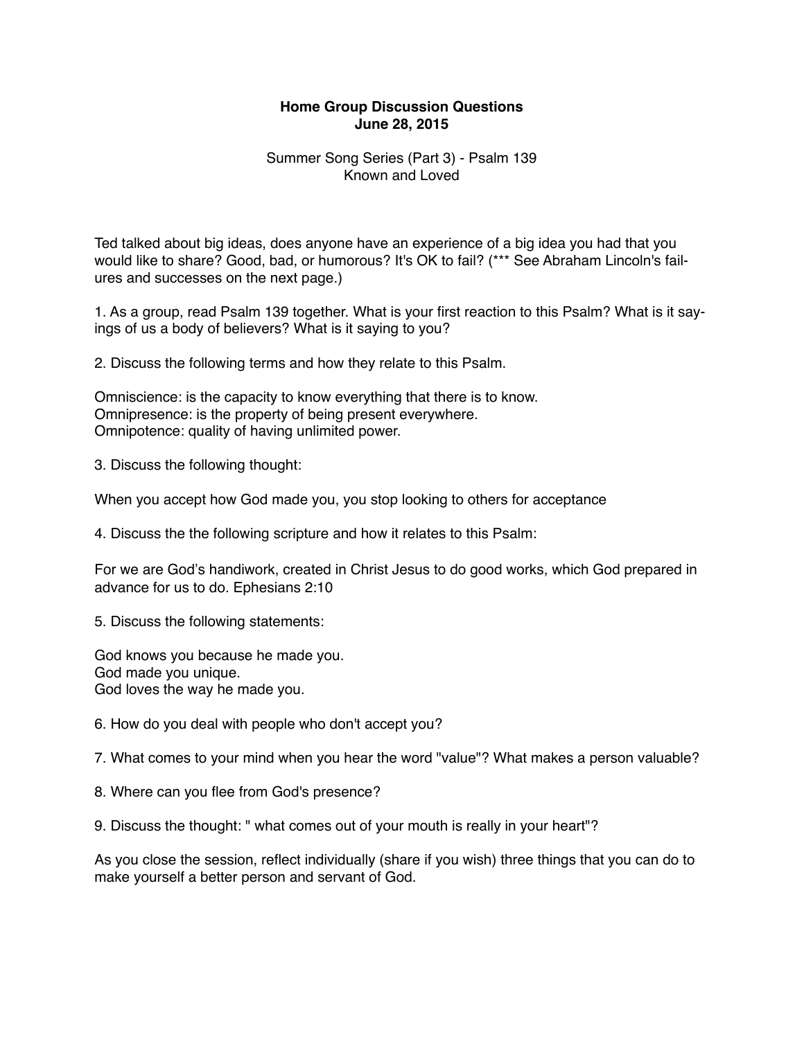**Home Group Discussion Questions**
**June 28, 2015**

Summer Song Series (Part 3) - Psalm 139
Known and Loved

Ted talked about big ideas, does anyone have an experience of a big idea you had that you would like to share? Good, bad, or humorous? It's OK to fail? (*** See Abraham Lincoln's failures and successes on the next page.)

1. As a group, read Psalm 139 together. What is your first reaction to this Psalm? What is it sayings of us a body of believers? What is it saying to you?

2. Discuss the following terms and how they relate to this Psalm.

Omniscience: is the capacity to know everything that there is to know.
Omnipresence: is the property of being present everywhere.
Omnipotence: quality of having unlimited power.

3. Discuss the following thought:

When you accept how God made you, you stop looking to others for acceptance

4. Discuss the the following scripture and how it relates to this Psalm:

For we are God's handiwork, created in Christ Jesus to do good works, which God prepared in advance for us to do. Ephesians 2:10

5. Discuss the following statements:

God knows you because he made you.
God made you unique.
God loves the way he made you.

6. How do you deal with people who don't accept you?

7. What comes to your mind when you hear the word "value"? What makes a person valuable?

8. Where can you flee from God's presence?

9. Discuss the thought: " what comes out of your mouth is really in your heart"?

As you close the session, reflect individually (share if you wish) three things that you can do to make yourself a better person and servant of God.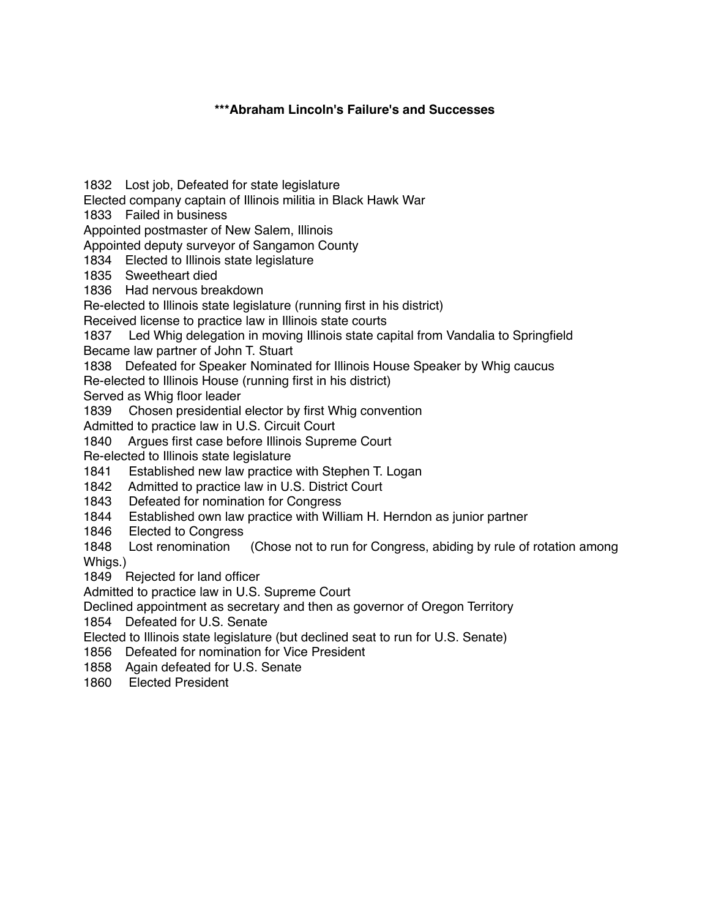**\*\*\*Abraham Lincoln's Failure's and Successes**

1832 Lost job, Defeated for state legislature
Elected company captain of Illinois militia in Black Hawk War
1833 Failed in business
Appointed postmaster of New Salem, Illinois
Appointed deputy surveyor of Sangamon County
1834 Elected to Illinois state legislature
1835 Sweetheart died
1836 Had nervous breakdown
Re-elected to Illinois state legislature (running first in his district)
Received license to practice law in Illinois state courts
1837 Led Whig delegation in moving Illinois state capital from Vandalia to Springfield
Became law partner of John T. Stuart
1838 Defeated for Speaker Nominated for Illinois House Speaker by Whig caucus
Re-elected to Illinois House (running first in his district)
Served as Whig floor leader
1839 Chosen presidential elector by first Whig convention
Admitted to practice law in U.S. Circuit Court
1840 Argues first case before Illinois Supreme Court
Re-elected to Illinois state legislature
1841 Established new law practice with Stephen T. Logan
1842 Admitted to practice law in U.S. District Court
1843 Defeated for nomination for Congress
1844 Established own law practice with William H. Herndon as junior partner
1846 Elected to Congress
1848 Lost renomination (Chose not to run for Congress, abiding by rule of rotation among Whigs.)
1849 Rejected for land officer
Admitted to practice law in U.S. Supreme Court
Declined appointment as secretary and then as governor of Oregon Territory
1854 Defeated for U.S. Senate
Elected to Illinois state legislature (but declined seat to run for U.S. Senate)
1856 Defeated for nomination for Vice President
1858 Again defeated for U.S. Senate
1860 Elected President